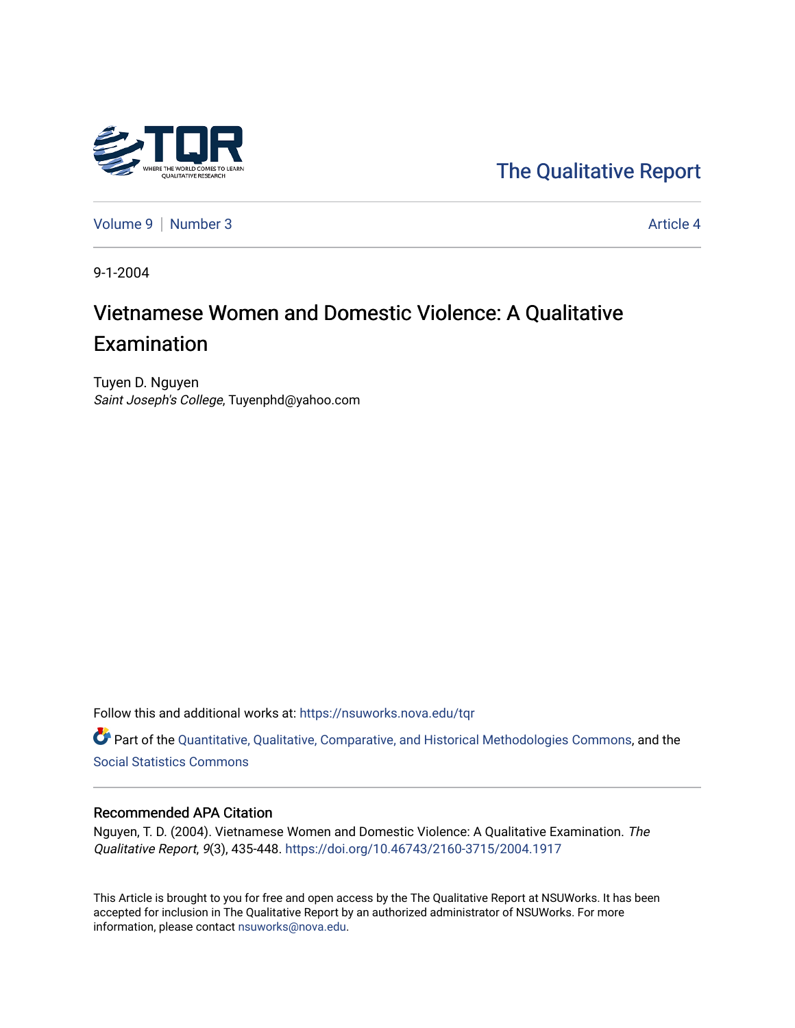The Qualitative Report

Volume 9 | Number 3 | Article 4

9-1-2004

# Vietnamese Women and Domestic Violence: A Qualitative Examination

Tuyen D. Nguyen
*Saint Joseph's College*, Tuyenphd@yahoo.com

Follow this and additional works at: https://nsuworks.nova.edu/tqr

Part of the Quantitative, Qualitative, Comparative, and Historical Methodologies Commons, and the Social Statistics Commons

### Recommended APA Citation

Nguyen, T. D. (2004). Vietnamese Women and Domestic Violence: A Qualitative Examination. *The Qualitative Report*, *9*(3), 435-448. https://doi.org/10.46743/2160-3715/2004.1917

This Article is brought to you for free and open access by the The Qualitative Report at NSUWorks. It has been accepted for inclusion in The Qualitative Report by an authorized administrator of NSUWorks. For more information, please contact nsuworks@nova.edu.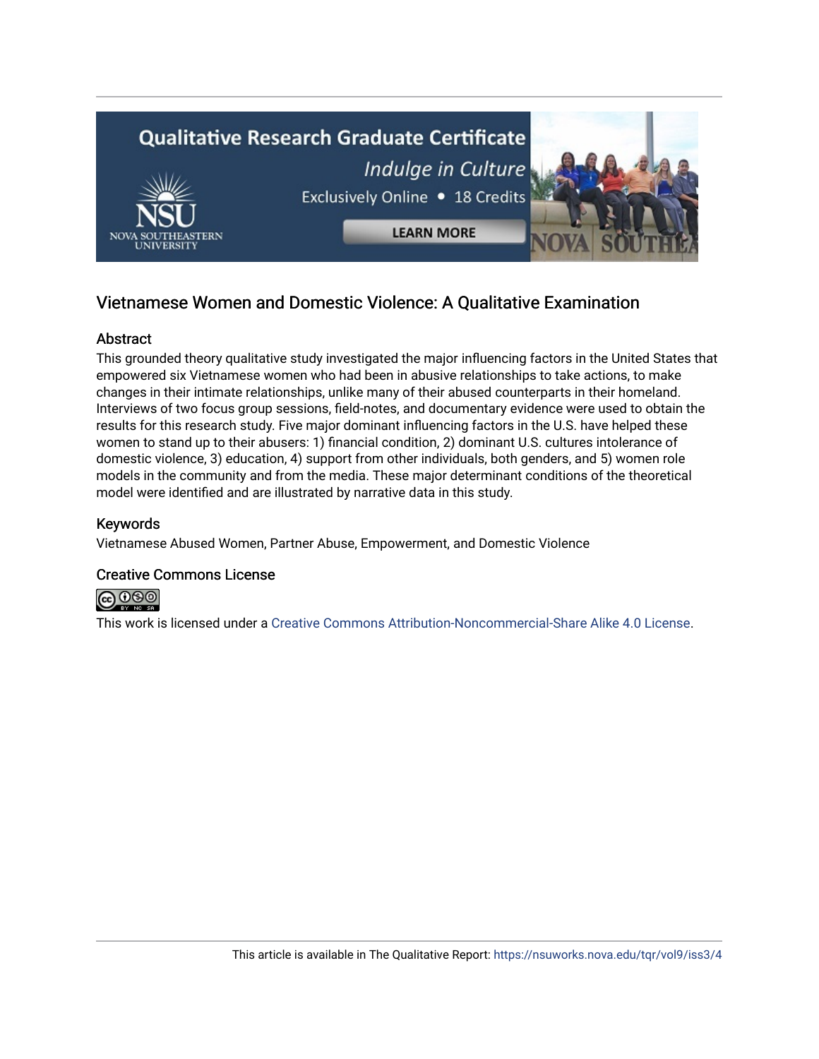## Vietnamese Women and Domestic Violence: A Qualitative Examination

### Abstract

This grounded theory qualitative study investigated the major influencing factors in the United States that empowered six Vietnamese women who had been in abusive relationships to take actions, to make changes in their intimate relationships, unlike many of their abused counterparts in their homeland. Interviews of two focus group sessions, field-notes, and documentary evidence were used to obtain the results for this research study. Five major dominant influencing factors in the U.S. have helped these women to stand up to their abusers: 1) financial condition, 2) dominant U.S. cultures intolerance of domestic violence, 3) education, 4) support from other individuals, both genders, and 5) women role models in the community and from the media. These major determinant conditions of the theoretical model were identified and are illustrated by narrative data in this study.

### Keywords

Vietnamese Abused Women, Partner Abuse, Empowerment, and Domestic Violence

### Creative Commons License

This work is licensed under a Creative Commons Attribution-Noncommercial-Share Alike 4.0 License.

This article is available in The Qualitative Report: https://nsuworks.nova.edu/tqr/vol9/iss3/4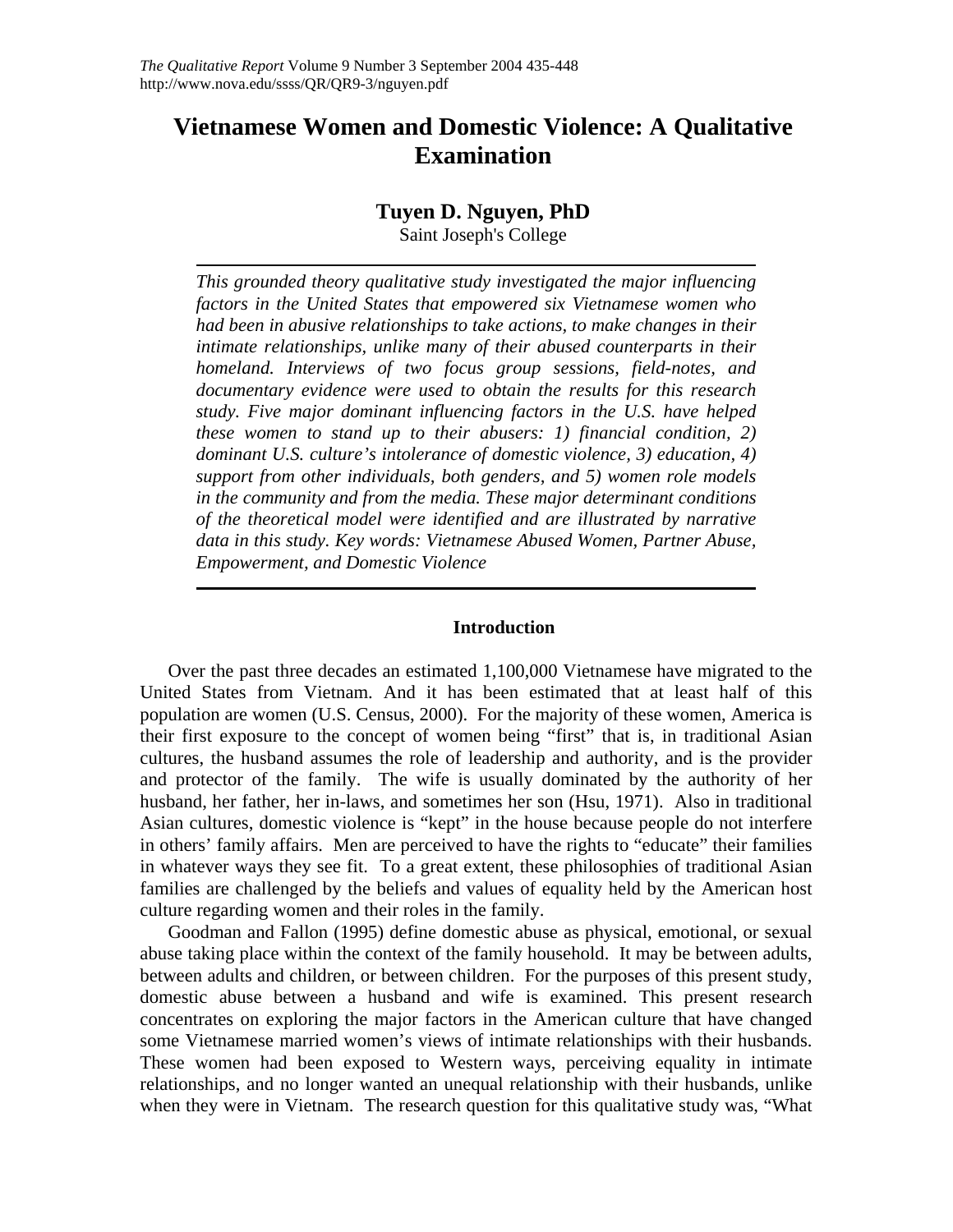# Vietnamese Women and Domestic Violence: A Qualitative Examination

**Tuyen D. Nguyen, PhD**
Saint Joseph's College

*This grounded theory qualitative study investigated the major influencing factors in the United States that empowered six Vietnamese women who had been in abusive relationships to take actions, to make changes in their intimate relationships, unlike many of their abused counterparts in their homeland. Interviews of two focus group sessions, field-notes, and documentary evidence were used to obtain the results for this research study. Five major dominant influencing factors in the U.S. have helped these women to stand up to their abusers: 1) financial condition, 2) dominant U.S. culture's intolerance of domestic violence, 3) education, 4) support from other individuals, both genders, and 5) women role models in the community and from the media. These major determinant conditions of the theoretical model were identified and are illustrated by narrative data in this study. Key words: Vietnamese Abused Women, Partner Abuse, Empowerment, and Domestic Violence*

## Introduction

Over the past three decades an estimated 1,100,000 Vietnamese have migrated to the United States from Vietnam. And it has been estimated that at least half of this population are women (U.S. Census, 2000). For the majority of these women, America is their first exposure to the concept of women being "first" that is, in traditional Asian cultures, the husband assumes the role of leadership and authority, and is the provider and protector of the family. The wife is usually dominated by the authority of her husband, her father, her in-laws, and sometimes her son (Hsu, 1971). Also in traditional Asian cultures, domestic violence is "kept" in the house because people do not interfere in others' family affairs. Men are perceived to have the rights to "educate" their families in whatever ways they see fit. To a great extent, these philosophies of traditional Asian families are challenged by the beliefs and values of equality held by the American host culture regarding women and their roles in the family.

Goodman and Fallon (1995) define domestic abuse as physical, emotional, or sexual abuse taking place within the context of the family household. It may be between adults, between adults and children, or between children. For the purposes of this present study, domestic abuse between a husband and wife is examined. This present research concentrates on exploring the major factors in the American culture that have changed some Vietnamese married women's views of intimate relationships with their husbands. These women had been exposed to Western ways, perceiving equality in intimate relationships, and no longer wanted an unequal relationship with their husbands, unlike when they were in Vietnam. The research question for this qualitative study was, "What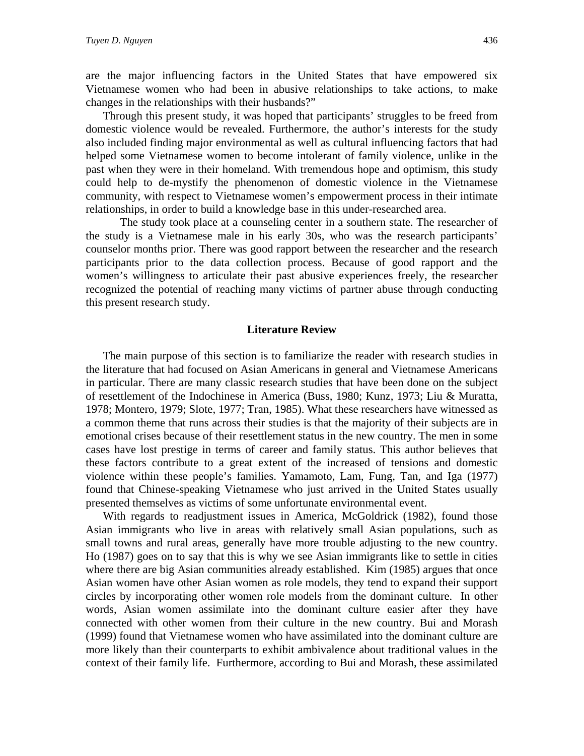are the major influencing factors in the United States that have empowered six Vietnamese women who had been in abusive relationships to take actions, to make changes in the relationships with their husbands?"

Through this present study, it was hoped that participants' struggles to be freed from domestic violence would be revealed. Furthermore, the author's interests for the study also included finding major environmental as well as cultural influencing factors that had helped some Vietnamese women to become intolerant of family violence, unlike in the past when they were in their homeland. With tremendous hope and optimism, this study could help to de-mystify the phenomenon of domestic violence in the Vietnamese community, with respect to Vietnamese women's empowerment process in their intimate relationships, in order to build a knowledge base in this under-researched area.

The study took place at a counseling center in a southern state. The researcher of the study is a Vietnamese male in his early 30s, who was the research participants' counselor months prior. There was good rapport between the researcher and the research participants prior to the data collection process. Because of good rapport and the women's willingness to articulate their past abusive experiences freely, the researcher recognized the potential of reaching many victims of partner abuse through conducting this present research study.

## Literature Review

The main purpose of this section is to familiarize the reader with research studies in the literature that had focused on Asian Americans in general and Vietnamese Americans in particular. There are many classic research studies that have been done on the subject of resettlement of the Indochinese in America (Buss, 1980; Kunz, 1973; Liu & Muratta, 1978; Montero, 1979; Slote, 1977; Tran, 1985). What these researchers have witnessed as a common theme that runs across their studies is that the majority of their subjects are in emotional crises because of their resettlement status in the new country. The men in some cases have lost prestige in terms of career and family status. This author believes that these factors contribute to a great extent of the increased of tensions and domestic violence within these people's families. Yamamoto, Lam, Fung, Tan, and Iga (1977) found that Chinese-speaking Vietnamese who just arrived in the United States usually presented themselves as victims of some unfortunate environmental event.

With regards to readjustment issues in America, McGoldrick (1982), found those Asian immigrants who live in areas with relatively small Asian populations, such as small towns and rural areas, generally have more trouble adjusting to the new country. Ho (1987) goes on to say that this is why we see Asian immigrants like to settle in cities where there are big Asian communities already established. Kim (1985) argues that once Asian women have other Asian women as role models, they tend to expand their support circles by incorporating other women role models from the dominant culture. In other words, Asian women assimilate into the dominant culture easier after they have connected with other women from their culture in the new country. Bui and Morash (1999) found that Vietnamese women who have assimilated into the dominant culture are more likely than their counterparts to exhibit ambivalence about traditional values in the context of their family life. Furthermore, according to Bui and Morash, these assimilated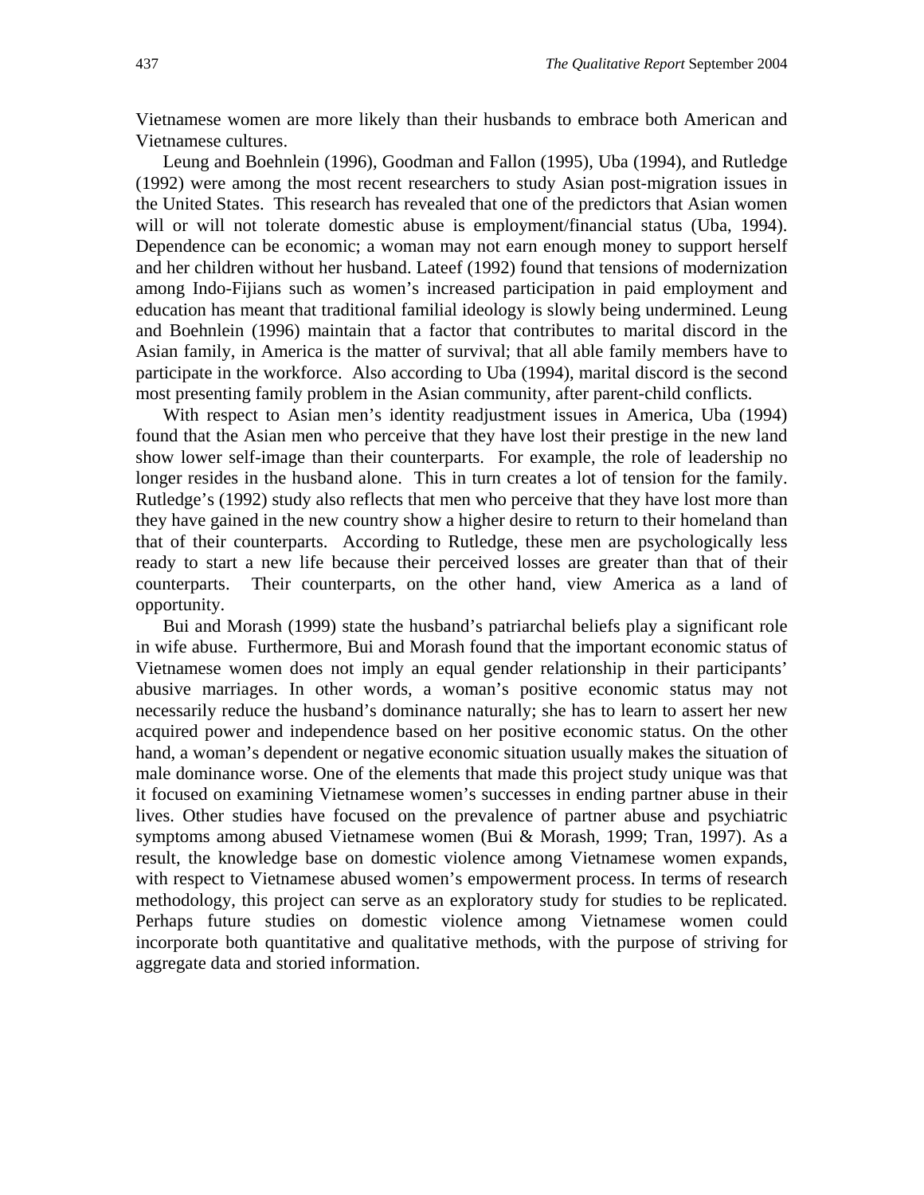Vietnamese women are more likely than their husbands to embrace both American and Vietnamese cultures.

Leung and Boehnlein (1996), Goodman and Fallon (1995), Uba (1994), and Rutledge (1992) were among the most recent researchers to study Asian post-migration issues in the United States. This research has revealed that one of the predictors that Asian women will or will not tolerate domestic abuse is employment/financial status (Uba, 1994). Dependence can be economic; a woman may not earn enough money to support herself and her children without her husband. Lateef (1992) found that tensions of modernization among Indo-Fijians such as women's increased participation in paid employment and education has meant that traditional familial ideology is slowly being undermined. Leung and Boehnlein (1996) maintain that a factor that contributes to marital discord in the Asian family, in America is the matter of survival; that all able family members have to participate in the workforce. Also according to Uba (1994), marital discord is the second most presenting family problem in the Asian community, after parent-child conflicts.

With respect to Asian men's identity readjustment issues in America, Uba (1994) found that the Asian men who perceive that they have lost their prestige in the new land show lower self-image than their counterparts. For example, the role of leadership no longer resides in the husband alone. This in turn creates a lot of tension for the family. Rutledge's (1992) study also reflects that men who perceive that they have lost more than they have gained in the new country show a higher desire to return to their homeland than that of their counterparts. According to Rutledge, these men are psychologically less ready to start a new life because their perceived losses are greater than that of their counterparts. Their counterparts, on the other hand, view America as a land of opportunity.

Bui and Morash (1999) state the husband's patriarchal beliefs play a significant role in wife abuse. Furthermore, Bui and Morash found that the important economic status of Vietnamese women does not imply an equal gender relationship in their participants' abusive marriages. In other words, a woman's positive economic status may not necessarily reduce the husband's dominance naturally; she has to learn to assert her new acquired power and independence based on her positive economic status. On the other hand, a woman's dependent or negative economic situation usually makes the situation of male dominance worse. One of the elements that made this project study unique was that it focused on examining Vietnamese women's successes in ending partner abuse in their lives. Other studies have focused on the prevalence of partner abuse and psychiatric symptoms among abused Vietnamese women (Bui & Morash, 1999; Tran, 1997). As a result, the knowledge base on domestic violence among Vietnamese women expands, with respect to Vietnamese abused women's empowerment process. In terms of research methodology, this project can serve as an exploratory study for studies to be replicated. Perhaps future studies on domestic violence among Vietnamese women could incorporate both quantitative and qualitative methods, with the purpose of striving for aggregate data and storied information.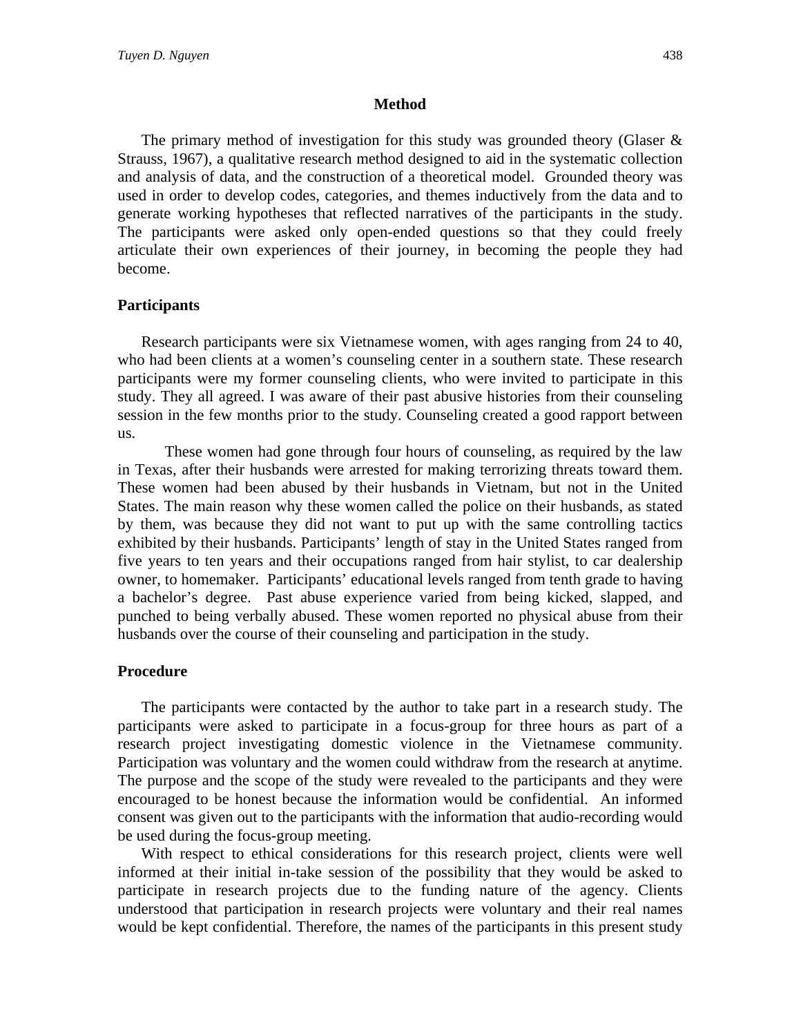## Method

The primary method of investigation for this study was grounded theory (Glaser & Strauss, 1967), a qualitative research method designed to aid in the systematic collection and analysis of data, and the construction of a theoretical model. Grounded theory was used in order to develop codes, categories, and themes inductively from the data and to generate working hypotheses that reflected narratives of the participants in the study. The participants were asked only open-ended questions so that they could freely articulate their own experiences of their journey, in becoming the people they had become.

### Participants

Research participants were six Vietnamese women, with ages ranging from 24 to 40, who had been clients at a women's counseling center in a southern state. These research participants were my former counseling clients, who were invited to participate in this study. They all agreed. I was aware of their past abusive histories from their counseling session in the few months prior to the study. Counseling created a good rapport between us.

These women had gone through four hours of counseling, as required by the law in Texas, after their husbands were arrested for making terrorizing threats toward them. These women had been abused by their husbands in Vietnam, but not in the United States. The main reason why these women called the police on their husbands, as stated by them, was because they did not want to put up with the same controlling tactics exhibited by their husbands. Participants' length of stay in the United States ranged from five years to ten years and their occupations ranged from hair stylist, to car dealership owner, to homemaker. Participants' educational levels ranged from tenth grade to having a bachelor's degree. Past abuse experience varied from being kicked, slapped, and punched to being verbally abused. These women reported no physical abuse from their husbands over the course of their counseling and participation in the study.

### Procedure

The participants were contacted by the author to take part in a research study. The participants were asked to participate in a focus-group for three hours as part of a research project investigating domestic violence in the Vietnamese community. Participation was voluntary and the women could withdraw from the research at anytime. The purpose and the scope of the study were revealed to the participants and they were encouraged to be honest because the information would be confidential. An informed consent was given out to the participants with the information that audio-recording would be used during the focus-group meeting.

With respect to ethical considerations for this research project, clients were well informed at their initial in-take session of the possibility that they would be asked to participate in research projects due to the funding nature of the agency. Clients understood that participation in research projects were voluntary and their real names would be kept confidential. Therefore, the names of the participants in this present study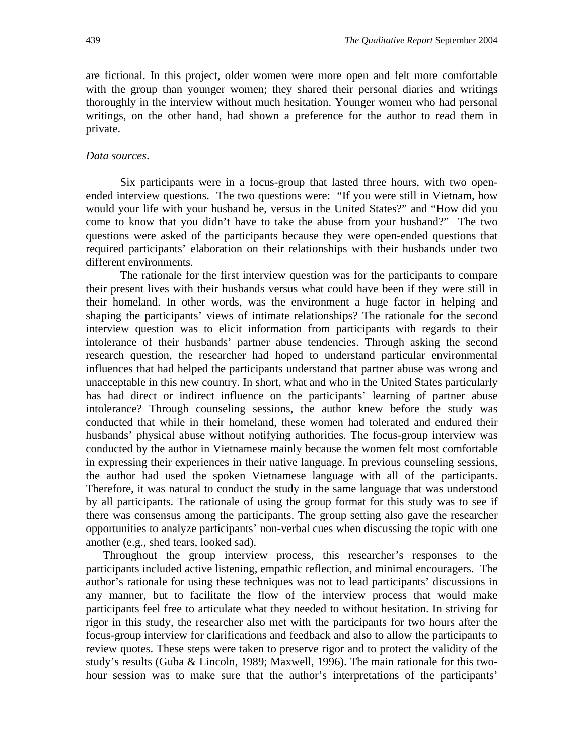are fictional. In this project, older women were more open and felt more comfortable with the group than younger women; they shared their personal diaries and writings thoroughly in the interview without much hesitation. Younger women who had personal writings, on the other hand, had shown a preference for the author to read them in private.

*Data sources*.

Six participants were in a focus-group that lasted three hours, with two open-ended interview questions. The two questions were: "If you were still in Vietnam, how would your life with your husband be, versus in the United States?" and "How did you come to know that you didn't have to take the abuse from your husband?" The two questions were asked of the participants because they were open-ended questions that required participants' elaboration on their relationships with their husbands under two different environments.

The rationale for the first interview question was for the participants to compare their present lives with their husbands versus what could have been if they were still in their homeland. In other words, was the environment a huge factor in helping and shaping the participants' views of intimate relationships? The rationale for the second interview question was to elicit information from participants with regards to their intolerance of their husbands' partner abuse tendencies. Through asking the second research question, the researcher had hoped to understand particular environmental influences that had helped the participants understand that partner abuse was wrong and unacceptable in this new country. In short, what and who in the United States particularly has had direct or indirect influence on the participants' learning of partner abuse intolerance? Through counseling sessions, the author knew before the study was conducted that while in their homeland, these women had tolerated and endured their husbands' physical abuse without notifying authorities. The focus-group interview was conducted by the author in Vietnamese mainly because the women felt most comfortable in expressing their experiences in their native language. In previous counseling sessions, the author had used the spoken Vietnamese language with all of the participants. Therefore, it was natural to conduct the study in the same language that was understood by all participants. The rationale of using the group format for this study was to see if there was consensus among the participants. The group setting also gave the researcher opportunities to analyze participants' non-verbal cues when discussing the topic with one another (e.g., shed tears, looked sad).

Throughout the group interview process, this researcher's responses to the participants included active listening, empathic reflection, and minimal encouragers. The author's rationale for using these techniques was not to lead participants' discussions in any manner, but to facilitate the flow of the interview process that would make participants feel free to articulate what they needed to without hesitation. In striving for rigor in this study, the researcher also met with the participants for two hours after the focus-group interview for clarifications and feedback and also to allow the participants to review quotes. These steps were taken to preserve rigor and to protect the validity of the study's results (Guba & Lincoln, 1989; Maxwell, 1996). The main rationale for this two-hour session was to make sure that the author's interpretations of the participants'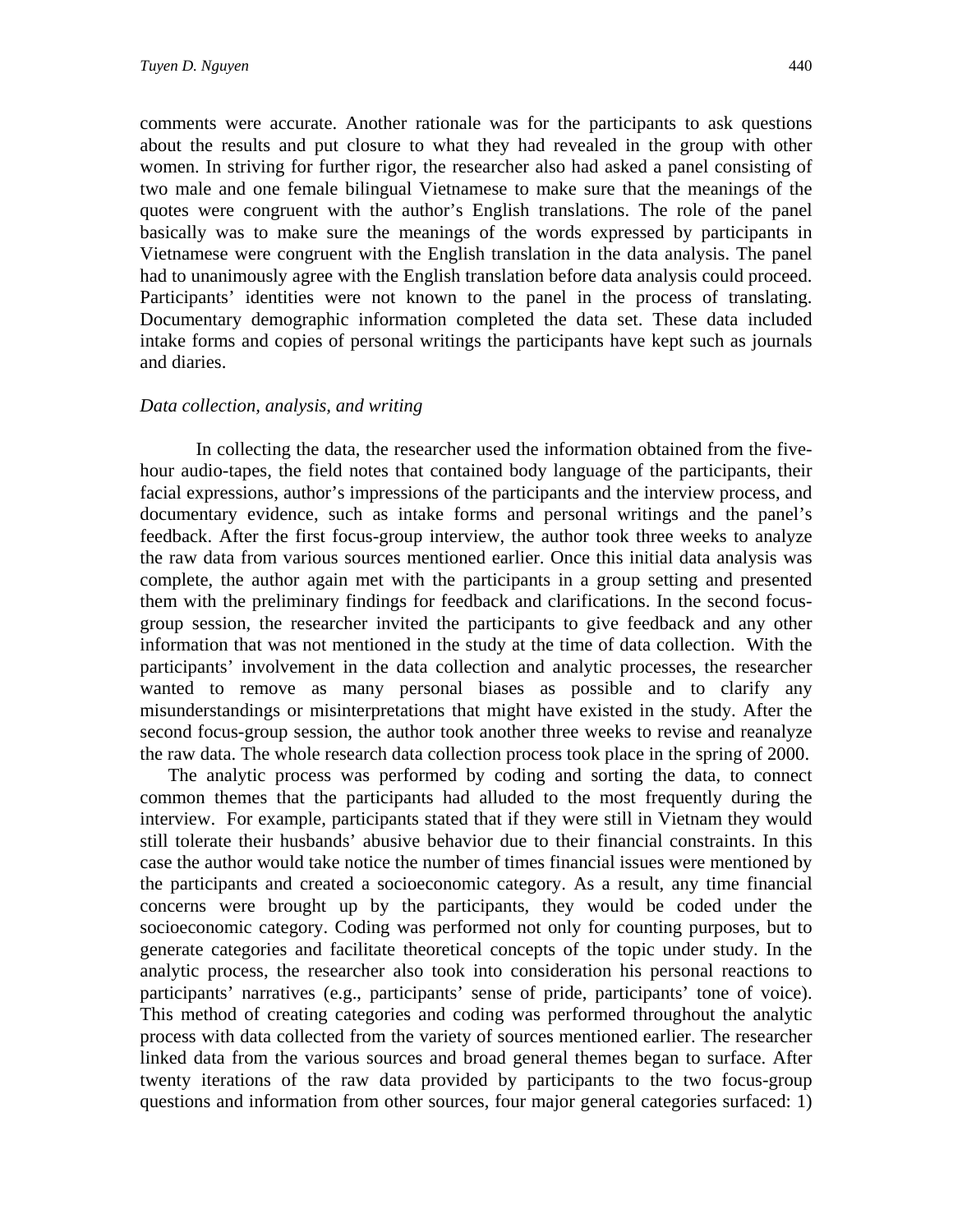comments were accurate. Another rationale was for the participants to ask questions about the results and put closure to what they had revealed in the group with other women. In striving for further rigor, the researcher also had asked a panel consisting of two male and one female bilingual Vietnamese to make sure that the meanings of the quotes were congruent with the author's English translations. The role of the panel basically was to make sure the meanings of the words expressed by participants in Vietnamese were congruent with the English translation in the data analysis. The panel had to unanimously agree with the English translation before data analysis could proceed. Participants' identities were not known to the panel in the process of translating. Documentary demographic information completed the data set. These data included intake forms and copies of personal writings the participants have kept such as journals and diaries.

*Data collection, analysis, and writing*

In collecting the data, the researcher used the information obtained from the five-hour audio-tapes, the field notes that contained body language of the participants, their facial expressions, author's impressions of the participants and the interview process, and documentary evidence, such as intake forms and personal writings and the panel's feedback. After the first focus-group interview, the author took three weeks to analyze the raw data from various sources mentioned earlier. Once this initial data analysis was complete, the author again met with the participants in a group setting and presented them with the preliminary findings for feedback and clarifications. In the second focus-group session, the researcher invited the participants to give feedback and any other information that was not mentioned in the study at the time of data collection. With the participants' involvement in the data collection and analytic processes, the researcher wanted to remove as many personal biases as possible and to clarify any misunderstandings or misinterpretations that might have existed in the study. After the second focus-group session, the author took another three weeks to revise and reanalyze the raw data. The whole research data collection process took place in the spring of 2000.

The analytic process was performed by coding and sorting the data, to connect common themes that the participants had alluded to the most frequently during the interview. For example, participants stated that if they were still in Vietnam they would still tolerate their husbands' abusive behavior due to their financial constraints. In this case the author would take notice the number of times financial issues were mentioned by the participants and created a socioeconomic category. As a result, any time financial concerns were brought up by the participants, they would be coded under the socioeconomic category. Coding was performed not only for counting purposes, but to generate categories and facilitate theoretical concepts of the topic under study. In the analytic process, the researcher also took into consideration his personal reactions to participants' narratives (e.g., participants' sense of pride, participants' tone of voice). This method of creating categories and coding was performed throughout the analytic process with data collected from the variety of sources mentioned earlier. The researcher linked data from the various sources and broad general themes began to surface. After twenty iterations of the raw data provided by participants to the two focus-group questions and information from other sources, four major general categories surfaced: 1)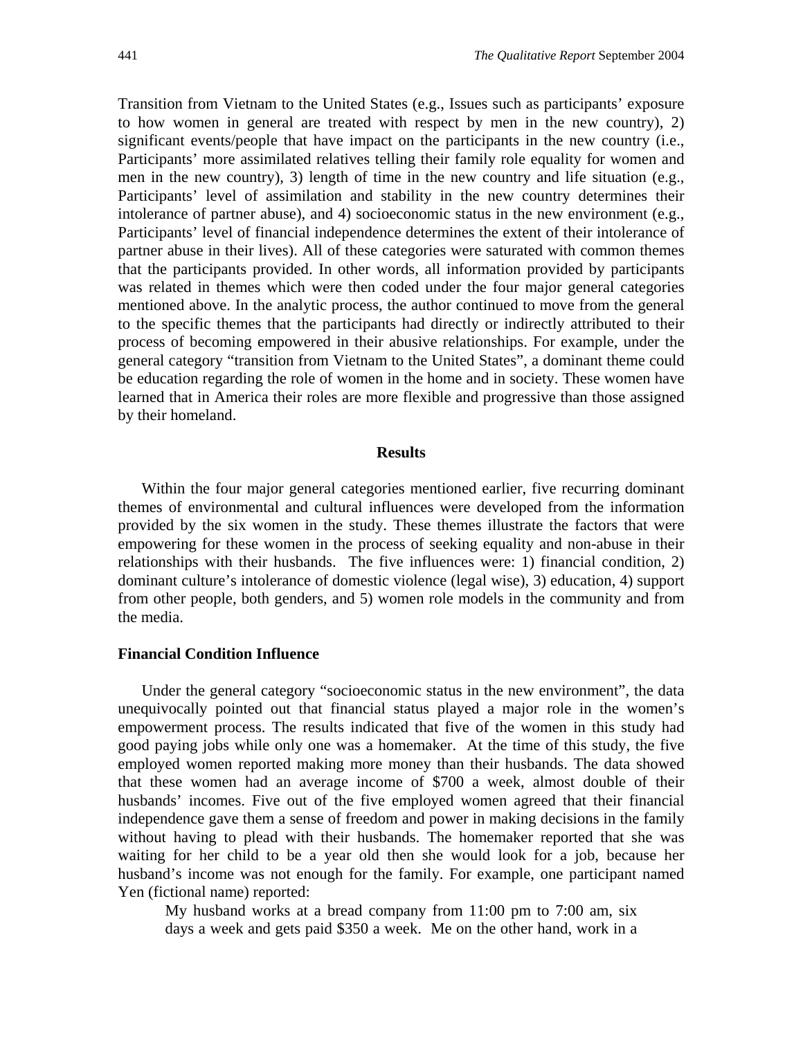Transition from Vietnam to the United States (e.g., Issues such as participants' exposure to how women in general are treated with respect by men in the new country), 2) significant events/people that have impact on the participants in the new country (i.e., Participants' more assimilated relatives telling their family role equality for women and men in the new country), 3) length of time in the new country and life situation (e.g., Participants' level of assimilation and stability in the new country determines their intolerance of partner abuse), and 4) socioeconomic status in the new environment (e.g., Participants' level of financial independence determines the extent of their intolerance of partner abuse in their lives). All of these categories were saturated with common themes that the participants provided. In other words, all information provided by participants was related in themes which were then coded under the four major general categories mentioned above. In the analytic process, the author continued to move from the general to the specific themes that the participants had directly or indirectly attributed to their process of becoming empowered in their abusive relationships. For example, under the general category "transition from Vietnam to the United States", a dominant theme could be education regarding the role of women in the home and in society. These women have learned that in America their roles are more flexible and progressive than those assigned by their homeland.

## Results

Within the four major general categories mentioned earlier, five recurring dominant themes of environmental and cultural influences were developed from the information provided by the six women in the study. These themes illustrate the factors that were empowering for these women in the process of seeking equality and non-abuse in their relationships with their husbands. The five influences were: 1) financial condition, 2) dominant culture's intolerance of domestic violence (legal wise), 3) education, 4) support from other people, both genders, and 5) women role models in the community and from the media.

### Financial Condition Influence

Under the general category "socioeconomic status in the new environment", the data unequivocally pointed out that financial status played a major role in the women's empowerment process. The results indicated that five of the women in this study had good paying jobs while only one was a homemaker. At the time of this study, the five employed women reported making more money than their husbands. The data showed that these women had an average income of $700 a week, almost double of their husbands' incomes. Five out of the five employed women agreed that their financial independence gave them a sense of freedom and power in making decisions in the family without having to plead with their husbands. The homemaker reported that she was waiting for her child to be a year old then she would look for a job, because her husband's income was not enough for the family. For example, one participant named Yen (fictional name) reported:

> My husband works at a bread company from 11:00 pm to 7:00 am, six days a week and gets paid $350 a week. Me on the other hand, work in a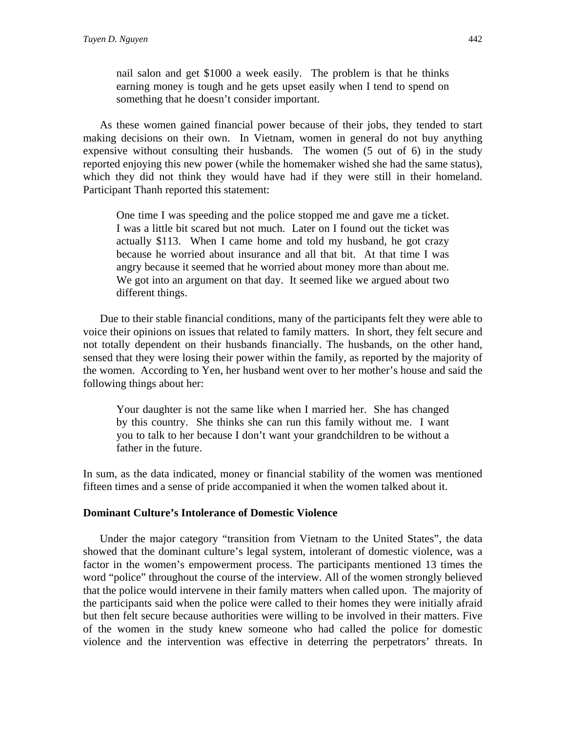> nail salon and get $1000 a week easily. The problem is that he thinks earning money is tough and he gets upset easily when I tend to spend on something that he doesn't consider important.

As these women gained financial power because of their jobs, they tended to start making decisions on their own. In Vietnam, women in general do not buy anything expensive without consulting their husbands. The women (5 out of 6) in the study reported enjoying this new power (while the homemaker wished she had the same status), which they did not think they would have had if they were still in their homeland. Participant Thanh reported this statement:

> One time I was speeding and the police stopped me and gave me a ticket. I was a little bit scared but not much. Later on I found out the ticket was actually $113. When I came home and told my husband, he got crazy because he worried about insurance and all that bit. At that time I was angry because it seemed that he worried about money more than about me. We got into an argument on that day. It seemed like we argued about two different things.

Due to their stable financial conditions, many of the participants felt they were able to voice their opinions on issues that related to family matters. In short, they felt secure and not totally dependent on their husbands financially. The husbands, on the other hand, sensed that they were losing their power within the family, as reported by the majority of the women. According to Yen, her husband went over to her mother's house and said the following things about her:

> Your daughter is not the same like when I married her. She has changed by this country. She thinks she can run this family without me. I want you to talk to her because I don't want your grandchildren to be without a father in the future.

In sum, as the data indicated, money or financial stability of the women was mentioned fifteen times and a sense of pride accompanied it when the women talked about it.

### Dominant Culture's Intolerance of Domestic Violence

Under the major category "transition from Vietnam to the United States", the data showed that the dominant culture's legal system, intolerant of domestic violence, was a factor in the women's empowerment process. The participants mentioned 13 times the word "police" throughout the course of the interview. All of the women strongly believed that the police would intervene in their family matters when called upon. The majority of the participants said when the police were called to their homes they were initially afraid but then felt secure because authorities were willing to be involved in their matters. Five of the women in the study knew someone who had called the police for domestic violence and the intervention was effective in deterring the perpetrators' threats. In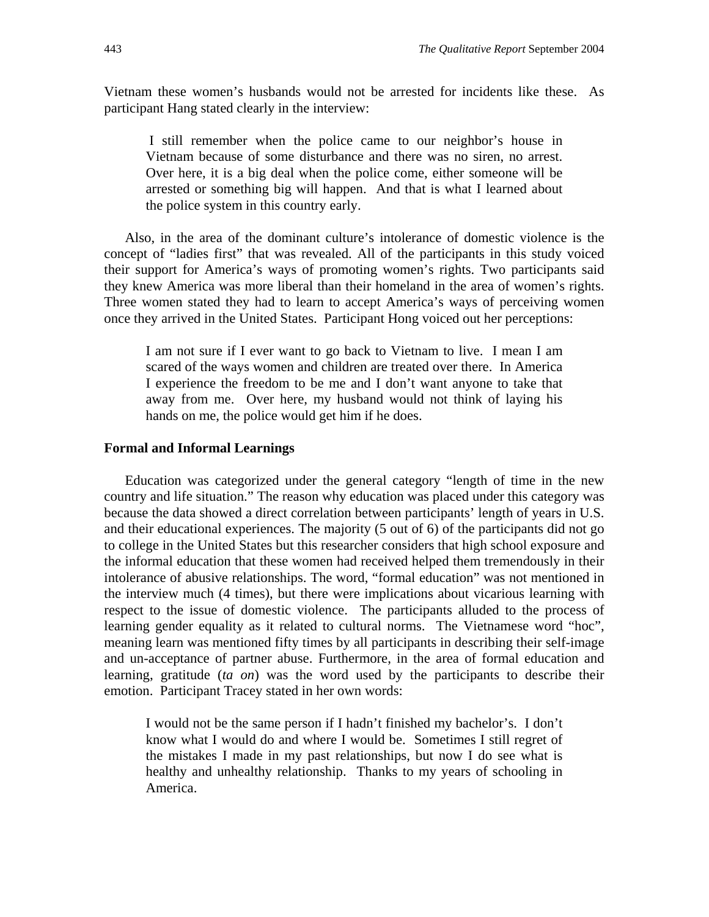Vietnam these women's husbands would not be arrested for incidents like these. As participant Hang stated clearly in the interview:

> I still remember when the police came to our neighbor's house in Vietnam because of some disturbance and there was no siren, no arrest. Over here, it is a big deal when the police come, either someone will be arrested or something big will happen. And that is what I learned about the police system in this country early.

Also, in the area of the dominant culture's intolerance of domestic violence is the concept of "ladies first" that was revealed. All of the participants in this study voiced their support for America's ways of promoting women's rights. Two participants said they knew America was more liberal than their homeland in the area of women's rights. Three women stated they had to learn to accept America's ways of perceiving women once they arrived in the United States. Participant Hong voiced out her perceptions:

> I am not sure if I ever want to go back to Vietnam to live. I mean I am scared of the ways women and children are treated over there. In America I experience the freedom to be me and I don't want anyone to take that away from me. Over here, my husband would not think of laying his hands on me, the police would get him if he does.

**Formal and Informal Learnings**

Education was categorized under the general category "length of time in the new country and life situation." The reason why education was placed under this category was because the data showed a direct correlation between participants' length of years in U.S. and their educational experiences. The majority (5 out of 6) of the participants did not go to college in the United States but this researcher considers that high school exposure and the informal education that these women had received helped them tremendously in their intolerance of abusive relationships. The word, "formal education" was not mentioned in the interview much (4 times), but there were implications about vicarious learning with respect to the issue of domestic violence. The participants alluded to the process of learning gender equality as it related to cultural norms. The Vietnamese word "hoc", meaning learn was mentioned fifty times by all participants in describing their self-image and un-acceptance of partner abuse. Furthermore, in the area of formal education and learning, gratitude (*ta on*) was the word used by the participants to describe their emotion. Participant Tracey stated in her own words:

> I would not be the same person if I hadn't finished my bachelor's. I don't know what I would do and where I would be. Sometimes I still regret of the mistakes I made in my past relationships, but now I do see what is healthy and unhealthy relationship. Thanks to my years of schooling in America.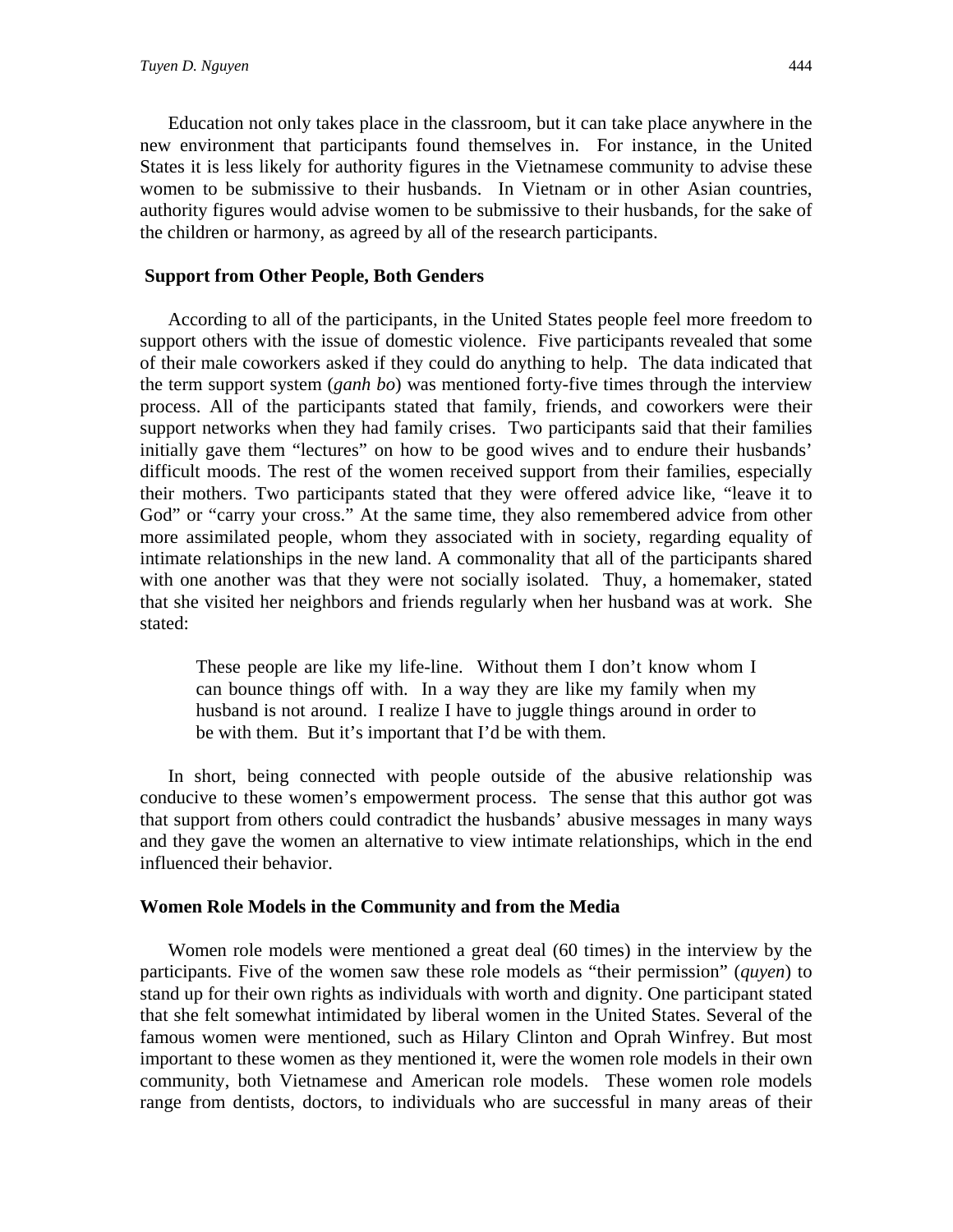Education not only takes place in the classroom, but it can take place anywhere in the new environment that participants found themselves in. For instance, in the United States it is less likely for authority figures in the Vietnamese community to advise these women to be submissive to their husbands. In Vietnam or in other Asian countries, authority figures would advise women to be submissive to their husbands, for the sake of the children or harmony, as agreed by all of the research participants.

### Support from Other People, Both Genders

According to all of the participants, in the United States people feel more freedom to support others with the issue of domestic violence. Five participants revealed that some of their male coworkers asked if they could do anything to help. The data indicated that the term support system (*ganh bo*) was mentioned forty-five times through the interview process. All of the participants stated that family, friends, and coworkers were their support networks when they had family crises. Two participants said that their families initially gave them "lectures" on how to be good wives and to endure their husbands' difficult moods. The rest of the women received support from their families, especially their mothers. Two participants stated that they were offered advice like, "leave it to God" or "carry your cross." At the same time, they also remembered advice from other more assimilated people, whom they associated with in society, regarding equality of intimate relationships in the new land. A commonality that all of the participants shared with one another was that they were not socially isolated. Thuy, a homemaker, stated that she visited her neighbors and friends regularly when her husband was at work. She stated:

> These people are like my life-line. Without them I don't know whom I can bounce things off with. In a way they are like my family when my husband is not around. I realize I have to juggle things around in order to be with them. But it's important that I'd be with them.

In short, being connected with people outside of the abusive relationship was conducive to these women's empowerment process. The sense that this author got was that support from others could contradict the husbands' abusive messages in many ways and they gave the women an alternative to view intimate relationships, which in the end influenced their behavior.

### Women Role Models in the Community and from the Media

Women role models were mentioned a great deal (60 times) in the interview by the participants. Five of the women saw these role models as "their permission" (*quyen*) to stand up for their own rights as individuals with worth and dignity. One participant stated that she felt somewhat intimidated by liberal women in the United States. Several of the famous women were mentioned, such as Hilary Clinton and Oprah Winfrey. But most important to these women as they mentioned it, were the women role models in their own community, both Vietnamese and American role models. These women role models range from dentists, doctors, to individuals who are successful in many areas of their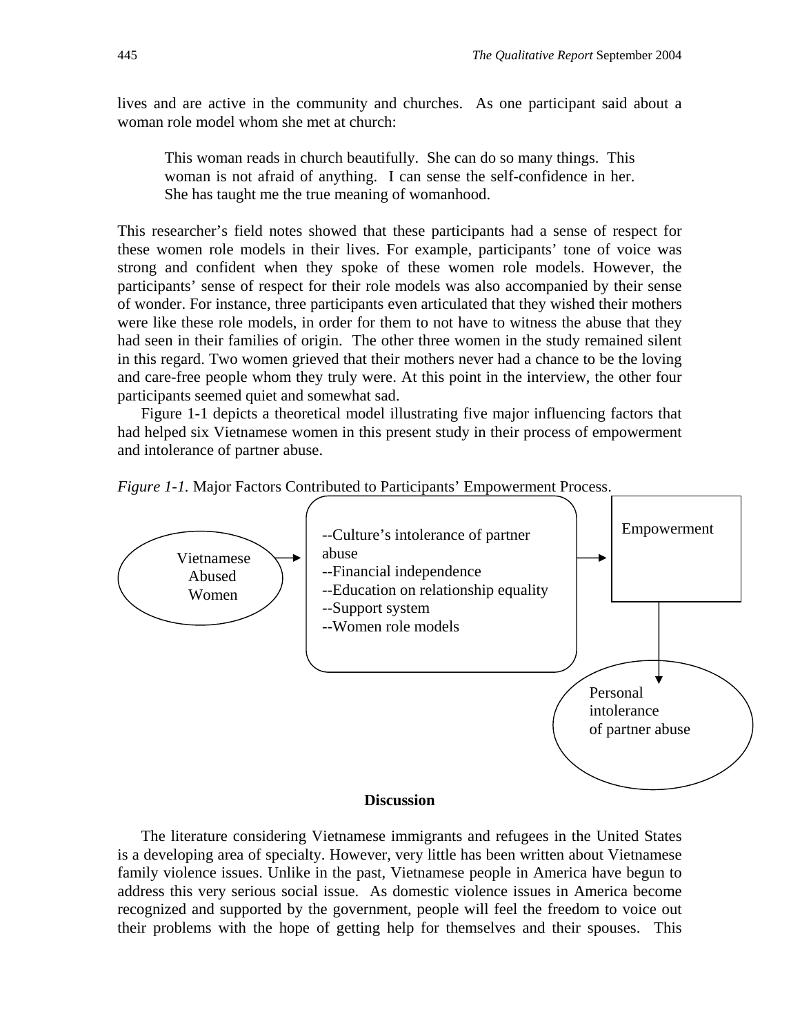lives and are active in the community and churches. As one participant said about a woman role model whom she met at church:

> This woman reads in church beautifully. She can do so many things. This woman is not afraid of anything. I can sense the self-confidence in her. She has taught me the true meaning of womanhood.

This researcher's field notes showed that these participants had a sense of respect for these women role models in their lives. For example, participants' tone of voice was strong and confident when they spoke of these women role models. However, the participants' sense of respect for their role models was also accompanied by their sense of wonder. For instance, three participants even articulated that they wished their mothers were like these role models, in order for them to not have to witness the abuse that they had seen in their families of origin. The other three women in the study remained silent in this regard. Two women grieved that their mothers never had a chance to be the loving and care-free people whom they truly were. At this point in the interview, the other four participants seemed quiet and somewhat sad.

Figure 1-1 depicts a theoretical model illustrating five major influencing factors that had helped six Vietnamese women in this present study in their process of empowerment and intolerance of partner abuse.

*Figure 1-1.* Major Factors Contributed to Participants' Empowerment Process.

Vietnamese Abused Women → 
--Culture's intolerance of partner abuse
--Financial independence
--Education on relationship equality
--Support system
--Women role models
→ Empowerment → Personal intolerance of partner abuse

## Discussion

The literature considering Vietnamese immigrants and refugees in the United States is a developing area of specialty. However, very little has been written about Vietnamese family violence issues. Unlike in the past, Vietnamese people in America have begun to address this very serious social issue. As domestic violence issues in America become recognized and supported by the government, people will feel the freedom to voice out their problems with the hope of getting help for themselves and their spouses. This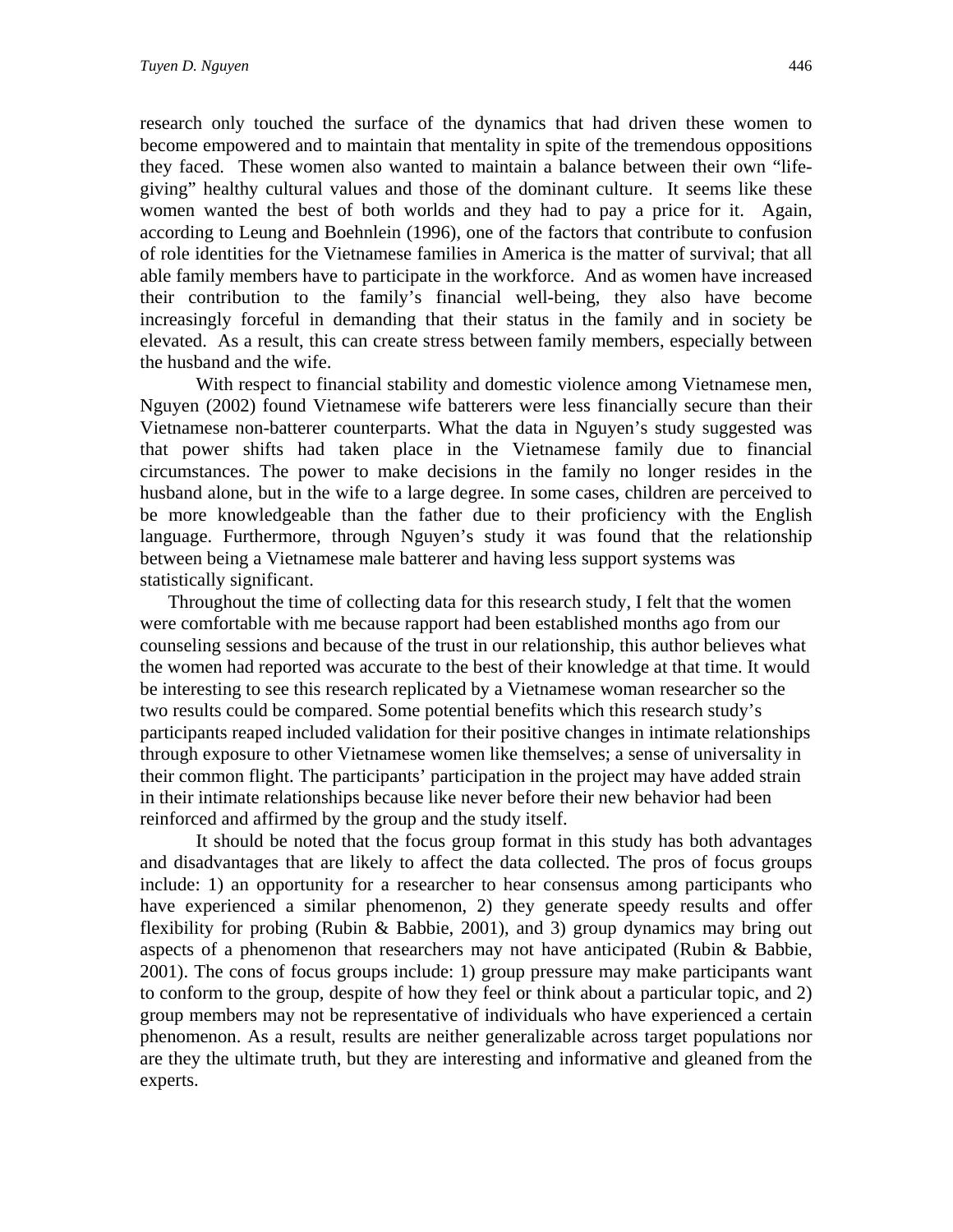research only touched the surface of the dynamics that had driven these women to become empowered and to maintain that mentality in spite of the tremendous oppositions they faced. These women also wanted to maintain a balance between their own "life-giving" healthy cultural values and those of the dominant culture. It seems like these women wanted the best of both worlds and they had to pay a price for it. Again, according to Leung and Boehnlein (1996), one of the factors that contribute to confusion of role identities for the Vietnamese families in America is the matter of survival; that all able family members have to participate in the workforce. And as women have increased their contribution to the family's financial well-being, they also have become increasingly forceful in demanding that their status in the family and in society be elevated. As a result, this can create stress between family members, especially between the husband and the wife.

With respect to financial stability and domestic violence among Vietnamese men, Nguyen (2002) found Vietnamese wife batterers were less financially secure than their Vietnamese non-batterer counterparts. What the data in Nguyen's study suggested was that power shifts had taken place in the Vietnamese family due to financial circumstances. The power to make decisions in the family no longer resides in the husband alone, but in the wife to a large degree. In some cases, children are perceived to be more knowledgeable than the father due to their proficiency with the English language. Furthermore, through Nguyen's study it was found that the relationship between being a Vietnamese male batterer and having less support systems was statistically significant.

Throughout the time of collecting data for this research study, I felt that the women were comfortable with me because rapport had been established months ago from our counseling sessions and because of the trust in our relationship, this author believes what the women had reported was accurate to the best of their knowledge at that time. It would be interesting to see this research replicated by a Vietnamese woman researcher so the two results could be compared. Some potential benefits which this research study's participants reaped included validation for their positive changes in intimate relationships through exposure to other Vietnamese women like themselves; a sense of universality in their common flight. The participants' participation in the project may have added strain in their intimate relationships because like never before their new behavior had been reinforced and affirmed by the group and the study itself.

It should be noted that the focus group format in this study has both advantages and disadvantages that are likely to affect the data collected. The pros of focus groups include: 1) an opportunity for a researcher to hear consensus among participants who have experienced a similar phenomenon, 2) they generate speedy results and offer flexibility for probing (Rubin & Babbie, 2001), and 3) group dynamics may bring out aspects of a phenomenon that researchers may not have anticipated (Rubin & Babbie, 2001). The cons of focus groups include: 1) group pressure may make participants want to conform to the group, despite of how they feel or think about a particular topic, and 2) group members may not be representative of individuals who have experienced a certain phenomenon. As a result, results are neither generalizable across target populations nor are they the ultimate truth, but they are interesting and informative and gleaned from the experts.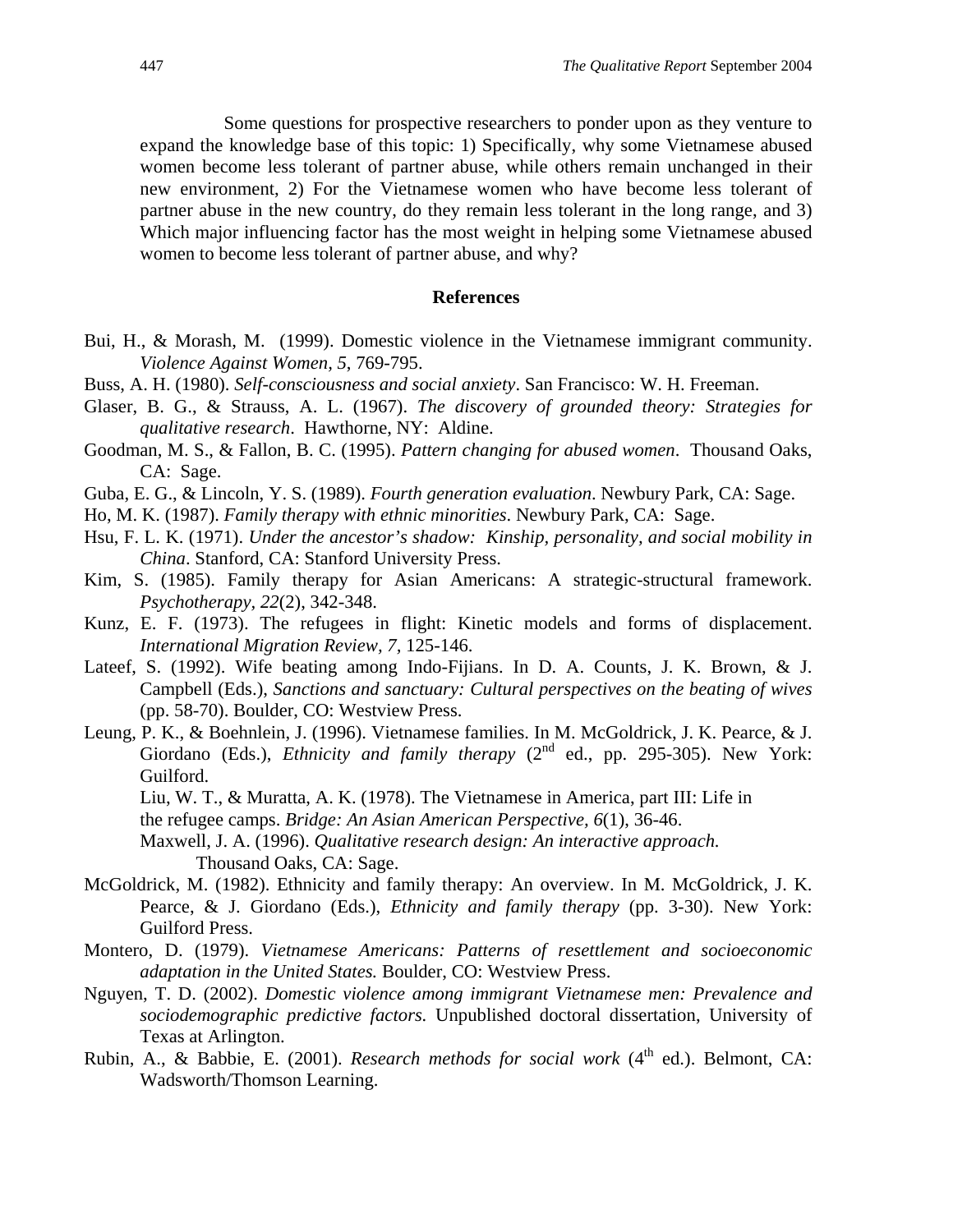Some questions for prospective researchers to ponder upon as they venture to expand the knowledge base of this topic: 1) Specifically, why some Vietnamese abused women become less tolerant of partner abuse, while others remain unchanged in their new environment, 2) For the Vietnamese women who have become less tolerant of partner abuse in the new country, do they remain less tolerant in the long range, and 3) Which major influencing factor has the most weight in helping some Vietnamese abused women to become less tolerant of partner abuse, and why?

## References

Bui, H., & Morash, M. (1999). Domestic violence in the Vietnamese immigrant community. *Violence Against Women*, *5*, 769-795.

Buss, A. H. (1980). *Self-consciousness and social anxiety*. San Francisco: W. H. Freeman.

Glaser, B. G., & Strauss, A. L. (1967). *The discovery of grounded theory: Strategies for qualitative research*. Hawthorne, NY: Aldine.

Goodman, M. S., & Fallon, B. C. (1995). *Pattern changing for abused women*. Thousand Oaks, CA: Sage.

Guba, E. G., & Lincoln, Y. S. (1989). *Fourth generation evaluation*. Newbury Park, CA: Sage.

Ho, M. K. (1987). *Family therapy with ethnic minorities*. Newbury Park, CA: Sage.

Hsu, F. L. K. (1971). *Under the ancestor's shadow: Kinship, personality, and social mobility in China*. Stanford, CA: Stanford University Press.

Kim, S. (1985). Family therapy for Asian Americans: A strategic-structural framework. *Psychotherapy*, *22*(2), 342-348.

Kunz, E. F. (1973). The refugees in flight: Kinetic models and forms of displacement. *International Migration Review*, *7*, 125-146.

Lateef, S. (1992). Wife beating among Indo-Fijians. In D. A. Counts, J. K. Brown, & J. Campbell (Eds.), *Sanctions and sanctuary: Cultural perspectives on the beating of wives* (pp. 58-70). Boulder, CO: Westview Press.

Leung, P. K., & Boehnlein, J. (1996). Vietnamese families. In M. McGoldrick, J. K. Pearce, & J. Giordano (Eds.), *Ethnicity and family therapy* (2nd ed., pp. 295-305). New York: Guilford.

Liu, W. T., & Muratta, A. K. (1978). The Vietnamese in America, part III: Life in the refugee camps. *Bridge: An Asian American Perspective, 6*(1), 36-46.

Maxwell, J. A. (1996). *Qualitative research design: An interactive approach.* Thousand Oaks, CA: Sage.

McGoldrick, M. (1982). Ethnicity and family therapy: An overview. In M. McGoldrick, J. K. Pearce, & J. Giordano (Eds.), *Ethnicity and family therapy* (pp. 3-30). New York: Guilford Press.

Montero, D. (1979). *Vietnamese Americans: Patterns of resettlement and socioeconomic adaptation in the United States.* Boulder, CO: Westview Press.

Nguyen, T. D. (2002). *Domestic violence among immigrant Vietnamese men: Prevalence and sociodemographic predictive factors.* Unpublished doctoral dissertation, University of Texas at Arlington.

Rubin, A., & Babbie, E. (2001). *Research methods for social work* (4th ed.). Belmont, CA: Wadsworth/Thomson Learning.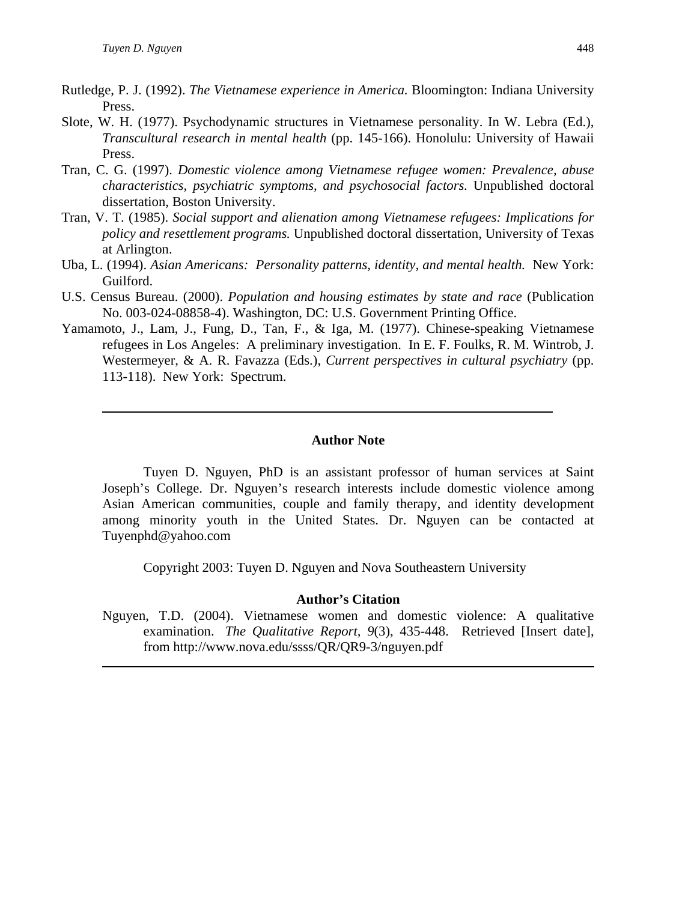Rutledge, P. J. (1992). *The Vietnamese experience in America.* Bloomington: Indiana University Press.

Slote, W. H. (1977). Psychodynamic structures in Vietnamese personality. In W. Lebra (Ed.), *Transcultural research in mental health* (pp. 145-166). Honolulu: University of Hawaii Press.

Tran, C. G. (1997). *Domestic violence among Vietnamese refugee women: Prevalence, abuse characteristics, psychiatric symptoms, and psychosocial factors.* Unpublished doctoral dissertation, Boston University.

Tran, V. T. (1985). *Social support and alienation among Vietnamese refugees: Implications for policy and resettlement programs.* Unpublished doctoral dissertation, University of Texas at Arlington.

Uba, L. (1994). *Asian Americans: Personality patterns, identity, and mental health.* New York: Guilford.

U.S. Census Bureau. (2000). *Population and housing estimates by state and race* (Publication No. 003-024-08858-4). Washington, DC: U.S. Government Printing Office.

Yamamoto, J., Lam, J., Fung, D., Tan, F., & Iga, M. (1977). Chinese-speaking Vietnamese refugees in Los Angeles: A preliminary investigation. In E. F. Foulks, R. M. Wintrob, J. Westermeyer, & A. R. Favazza (Eds.), *Current perspectives in cultural psychiatry* (pp. 113-118). New York: Spectrum.

---

**Author Note**

Tuyen D. Nguyen, PhD is an assistant professor of human services at Saint Joseph's College. Dr. Nguyen's research interests include domestic violence among Asian American communities, couple and family therapy, and identity development among minority youth in the United States. Dr. Nguyen can be contacted at Tuyenphd@yahoo.com

Copyright 2003: Tuyen D. Nguyen and Nova Southeastern University

**Author's Citation**

Nguyen, T.D. (2004). Vietnamese women and domestic violence: A qualitative examination. *The Qualitative Report, 9*(3), 435-448. Retrieved [Insert date], from http://www.nova.edu/ssss/QR/QR9-3/nguyen.pdf

---